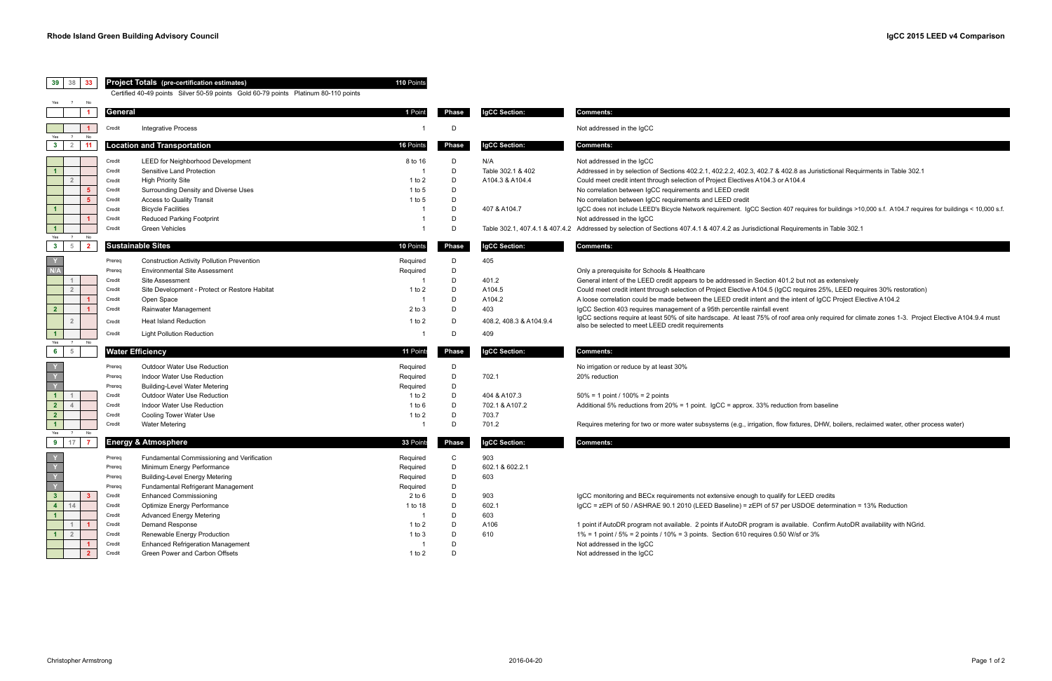# Rhode Island Green Building Advisory Council

## IgCC 2015 LEED v4 Comparison

| Yes | ? | No | | | Points | Phase | IgCC Section: | Comments: |
|---|---|---|---|---|---|---|---|---|
| 39 | 38 | 33 | **Project Totals (pre-certification estimates)** | | 110 Points | | | |
| | | | Certified 40-49 points Silver 50-59 points Gold 60-79 points Platinum 80-110 points | | | | | |
| | | 1 | **General** | | 1 Point | **Phase** | **IgCC Section:** | **Comments:** |
| | | 1 | Credit | Integrative Process | 1 | D | | Not addressed in the IgCC |
| 3 | 2 | 11 | **Location and Transportation** | | 16 Points | **Phase** | **IgCC Section:** | **Comments:** |
| | | | Credit | LEED for Neighborhood Development | 8 to 16 | D | N/A | Not addressed in the IgCC |
| 1 | | | Credit | Sensitive Land Protection | 1 | D | Table 302.1 & 402 | Addressed in by selection of Sections 402.2.1, 402.2.2, 402.3, 402.7 & 402.8 as Juristictional Requirments in Table 302.1 |
| | 2 | | Credit | High Priority Site | 1 to 2 | D | A104.3 & A104.4 | Could meet credit intent through selection of Project Electives A104.3 or A104.4 |
| | | 5 | Credit | Surrounding Density and Diverse Uses | 1 to 5 | D | | No correlation between IgCC requirements and LEED credit |
| | | 5 | Credit | Access to Quality Transit | 1 to 5 | D | | No correlation between IgCC requirements and LEED credit |
| 1 | | | Credit | Bicycle Facilities | 1 | D | 407 & A104.7 | IgCC does not include LEED's Bicycle Network requirement. IgCC Section 407 requires for buildings >10,000 s.f. A104.7 requires for buildings < 10,000 s.f. |
| | | 1 | Credit | Reduced Parking Footprint | 1 | D | | Not addressed in the IgCC |
| 1 | | | Credit | Green Vehicles | 1 | D | Table 302.1, 407.4.1 & 407.4.2 | Addressed by selection of Sections 407.4.1 & 407.4.2 as Jurisdictional Requirements in Table 302.1 |
| 3 | 5 | 2 | **Sustainable Sites** | | 10 Points | **Phase** | **IgCC Section:** | **Comments:** |
| Y | | | Prereq | Construction Activity Pollution Prevention | Required | D | 405 | |
| N/A | | | Prereq | Environmental Site Assessment | Required | D | | Only a prerequisite for Schools & Healthcare |
| | 1 | | Credit | Site Assessment | 1 | D | 401.2 | General intent of the LEED credit appears to be addressed in Section 401.2 but not as extensively |
| | 2 | | Credit | Site Development - Protect or Restore Habitat | 1 to 2 | D | A104.5 | Could meet credit intent through selection of Project Elective A104.5 (IgCC requires 25%, LEED requires 30% restoration) |
| | | 1 | Credit | Open Space | 1 | D | A104.2 | A loose correlation could be made between the LEED credit intent and the intent of IgCC Project Elective A104.2 |
| 2 | | 1 | Credit | Rainwater Management | 2 to 3 | D | 403 | IgCC Section 403 requires management of a 95th percentile rainfall event |
| | 2 | | Credit | Heat Island Reduction | 1 to 2 | D | 408.2, 408.3 & A104.9.4 | IgCC sections require at least 50% of site hardscape. At least 75% of roof area only required for climate zones 1-3. Project Elective A104.9.4 must also be selected to meet LEED credit requirements |
| 1 | | | Credit | Light Pollution Reduction | 1 | D | 409 | |
| 6 | 5 | | **Water Efficiency** | | 11 Points | **Phase** | **IgCC Section:** | **Comments:** |
| Y | | | Prereq | Outdoor Water Use Reduction | Required | D | | No irrigation or reduce by at least 30% |
| Y | | | Prereq | Indoor Water Use Reduction | Required | D | 702.1 | 20% reduction |
| Y | | | Prereq | Building-Level Water Metering | Required | D | | |
| 1 | 1 | | Credit | Outdoor Water Use Reduction | 1 to 2 | D | 404 & A107.3 | 50% = 1 point / 100% = 2 points |
| 2 | 4 | | Credit | Indoor Water Use Reduction | 1 to 6 | D | 702.1 & A107.2 | Additional 5% reductions from 20% = 1 point. IgCC = approx. 33% reduction from baseline |
| 2 | | | Credit | Cooling Tower Water Use | 1 to 2 | D | 703.7 | |
| 1 | | | Credit | Water Metering | 1 | D | 701.2 | Requires metering for two or more water subsystems (e.g., irrigation, flow fixtures, DHW, boilers, reclaimed water, other process water) |
| 9 | 17 | 7 | **Energy & Atmosphere** | | 33 Points | **Phase** | **IgCC Section:** | **Comments:** |
| Y | | | Prereq | Fundamental Commissioning and Verification | Required | C | 903 | |
| Y | | | Prereq | Minimum Energy Performance | Required | D | 602.1 & 602.2.1 | |
| Y | | | Prereq | Building-Level Energy Metering | Required | D | 603 | |
| Y | | | Prereq | Fundamental Refrigerant Management | Required | D | | |
| 3 | | 3 | Credit | Enhanced Commissioning | 2 to 6 | D | 903 | IgCC monitoring and BECx requirements not extensive enough to qualify for LEED credits |
| 4 | 14 | | Credit | Optimize Energy Performance | 1 to 18 | D | 602.1 | IgCC = zEPI of 50 / ASHRAE 90.1 2010 (LEED Baseline) = zEPI of 57 per USDOE determination = 13% Reduction |
| 1 | | | Credit | Advanced Energy Metering | 1 | D | 603 | |
| | 1 | 1 | Credit | Demand Response | 1 to 2 | D | A106 | 1 point if AutoDR program not available. 2 points if AutoDR program is available. Confirm AutoDR availability with NGrid. |
| 1 | 2 | | Credit | Renewable Energy Production | 1 to 3 | D | 610 | 1% = 1 point / 5% = 2 points / 10% = 3 points. Section 610 requires 0.50 W/sf or 3% |
| | | 1 | Credit | Enhanced Refrigeration Management | 1 | D | | Not addressed in the IgCC |
| | | 2 | Credit | Green Power and Carbon Offsets | 1 to 2 | D | | Not addressed in the IgCC |

Christopher Armstrong 2016-04-20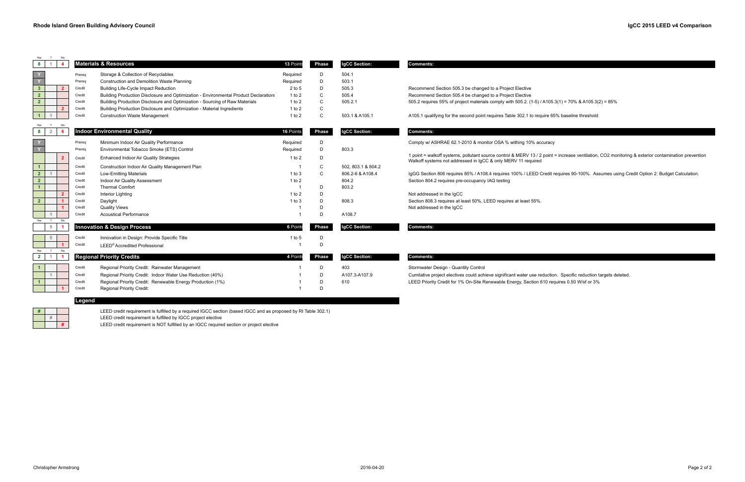**Rhode Island Green Building Advisory Council**

**IgCC 2015 LEED v4 Comparison**

| Yes | ? | No | | | Points | Phase | IgCC Section: | Comments: |
|---|---|---|---|---|---|---|---|---|
| 8 | 1 | 4 | | **Materials & Resources** | 13 Points | Phase | IgCC Section: | Comments: |
| Y | | | Prereq | Storage & Collection of Recyclables | Required | D | 504.1 | |
| Y | | | Prereq | Construction and Demolition Waste Planning | Required | D | 503.1 | |
| 3 | | 2 | Credit | Building Life-Cycle Impact Reduction | 2 to 5 | D | 505.3 | Recommend Section 505.3 be changed to a Project Elective |
| 2 | | | Credit | Building Production Disclosure and Optimization - Environmental Product Declarations | 1 to 2 | C | 505.4 | Recommend Section 505.4 be changed to a Project Elective |
| 2 | | | Credit | Building Production Disclosure and Optimization - Sourcing of Raw Materials | 1 to 2 | C | 505.2.1 | 505.2 requires 55% of project materials comply with 505.2. (1-5) / A105.3(1) = 70% & A105.3(2) = 85% |
| | | 2 | Credit | Building Production Disclosure and Optimization - Material Ingredients | 1 to 2 | C | | |
| 1 | 1 | | Credit | Construction Waste Management | 1 to 2 | C | 503.1 & A105.1 | A105.1 qualifying for the second point requires Table 302.1 to require 65% baseline threshold |
| 8 | 2 | 6 | | **Indoor Environmental Quality** | 16 Points | Phase | IgCC Section: | Comments: |
| Y | | | Prereq | Minimum Indoor Air Quality Performance | Required | D | | Comply w/ ASHRAE 62.1-2010 & monitor OSA % withing 10% accuracy |
| Y | | | Prereq | Environmental Tobacco Smoke (ETS) Control | Required | D | 803.3 | |
| | | 2 | Credit | Enhanced Indoor Air Quality Strategies | 1 to 2 | D | | 1 point = walkoff systems, pollutant source control & MERV 13 / 2 point = increase ventilation, CO2 monitoring & exterior contamination prevention Walkoff systems not addressed in IgCC & only MERV 11 required |
| 1 | | | Credit | Construction Indoor Air Quality Management Plan | 1 | C | 502, 803.1 & 804.2 | |
| 2 | 1 | | Credit | Low-Emitting Materials | 1 to 3 | C | 806.2-6 & A108.4 | IgGG Section 806 requires 85% / A108.4 requires 100% / LEED Credit requires 90-100%. Assumes using Credit Option 2: Budget Calculation. |
| 2 | | | Credit | Indoor Air Quality Assessment | 1 to 2 | | 804.2 | Section 804.2 requires pre-occupancy IAQ testing |
| 1 | | | Credit | Thermal Comfort | 1 | D | 803.2 | |
| | | 2 | Credit | Interior Lighting | 1 to 2 | D | | Not addressed in the IgCC |
| 2 | | 1 | Credit | Daylight | 1 to 3 | D | 808.3 | Section 808.3 requires at least 50%, LEED requires at least 55%. |
| | | 1 | Credit | Quality Views | 1 | D | | Not addressed in the IgCC |
| | 1 | | Credit | Acoustical Performance | 1 | D | A108.7 | |
| | 5 | 1 | | **Innovation & Design Process** | 6 Points | Phase | IgCC Section: | Comments: |
| | 5 | | Credit | Innovation in Design: Provide Specific Title | 1 to 5 | D | | |
| | | 1 | Credit | LEED® Accredited Professional | 1 | D | | |
| 2 | 1 | 1 | | **Regional Priority Credits** | 4 Points | Phase | IgCC Section: | Comments: |
| 1 | | | Credit | Regional Priority Credit: Rainwater Management | 1 | D | 403 | Stormwater Design - Quantity Control |
| | 1 | | Credit | Regional Priority Credit: Indoor Water Use Reduction (40%) | 1 | D | A107.3-A107.9 | Cumilative project electives could achieve significant water use reduction. Specific reduction targets deleted. |
| 1 | | | Credit | Regional Priority Credit: Renewable Energy Production (1%) | 1 | D | 610 | LEED Priority Credit for 1% On-Site Renewable Energy, Section 610 requires 0.50 W/sf or 3% |
| | | 1 | Credit | Regional Priority Credit: | 1 | D | | |

**Legend**

| Yes | ? | No | Description |
|---|---|---|---|
| # | | | LEED credit requirement is fulfilled by a required IGCC section (based IGCC and as proposed by RI Table 302.1) |
| | # | | LEED credit requirement is fulfilled by IGCC project elective |
| | | # | LEED credit requirement is NOT fulfilled by an IGCC required section or project elective |

Christopher Armstrong

2016-04-20